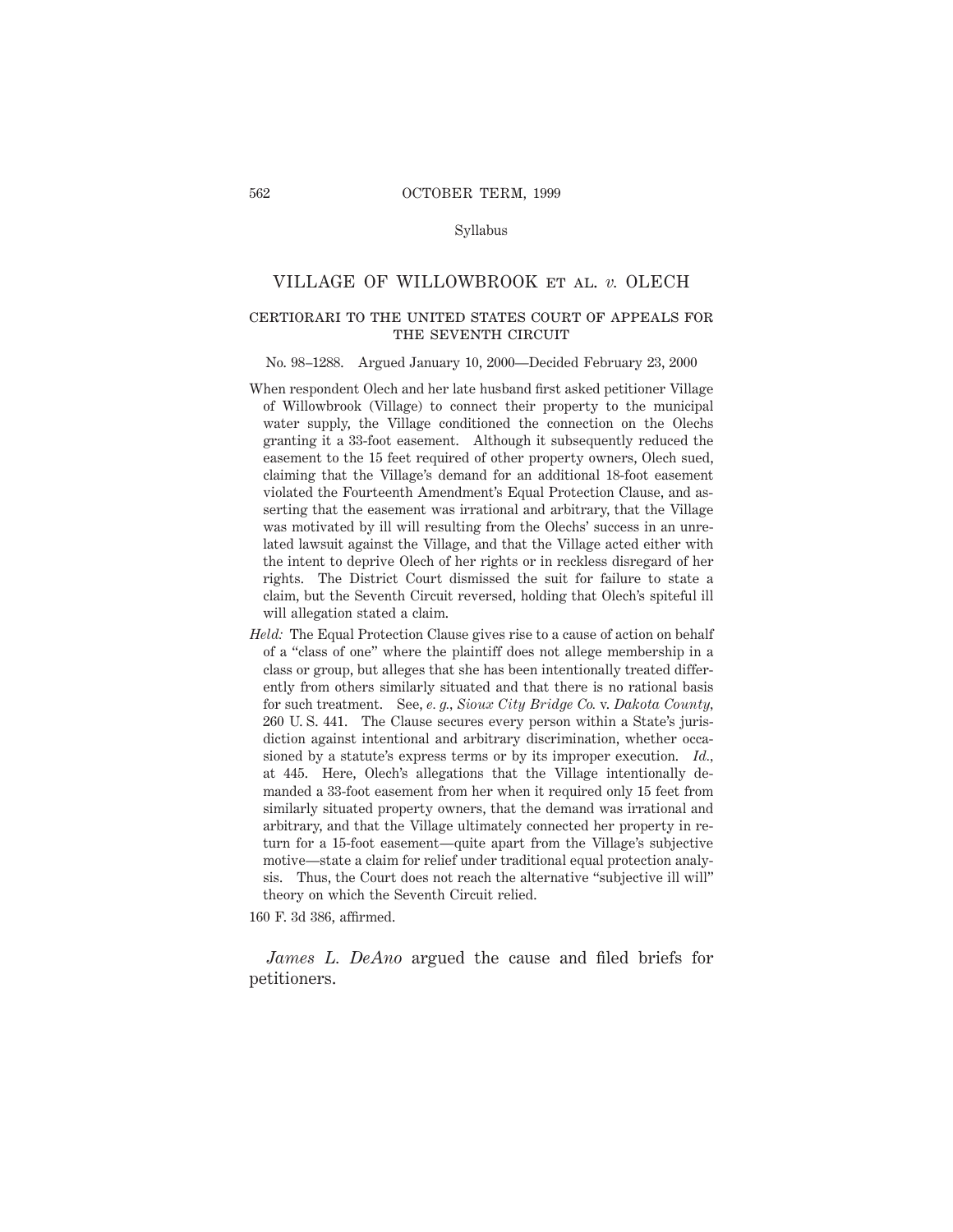Syllabus

# VILLAGE OF WILLOWBROOK ET AL. *v.* OLECH

## CERTIORARI TO THE UNITED STATES COURT OF APPEALS FOR THE SEVENTH CIRCUIT

No. 98–1288. Argued January 10, 2000—Decided February 23, 2000

When respondent Olech and her late husband first asked petitioner Village of Willowbrook (Village) to connect their property to the municipal water supply, the Village conditioned the connection on the Olechs granting it a 33-foot easement. Although it subsequently reduced the easement to the 15 feet required of other property owners, Olech sued, claiming that the Village's demand for an additional 18-foot easement violated the Fourteenth Amendment's Equal Protection Clause, and asserting that the easement was irrational and arbitrary, that the Village was motivated by ill will resulting from the Olechs' success in an unrelated lawsuit against the Village, and that the Village acted either with the intent to deprive Olech of her rights or in reckless disregard of her rights. The District Court dismissed the suit for failure to state a claim, but the Seventh Circuit reversed, holding that Olech's spiteful ill will allegation stated a claim.

*Held:* The Equal Protection Clause gives rise to a cause of action on behalf of a "class of one" where the plaintiff does not allege membership in a class or group, but alleges that she has been intentionally treated differently from others similarly situated and that there is no rational basis for such treatment. See, *e. g., Sioux City Bridge Co.* v. *Dakota County,* 260 U. S. 441. The Clause secures every person within a State's jurisdiction against intentional and arbitrary discrimination, whether occasioned by a statute's express terms or by its improper execution. *Id.,* at 445. Here, Olech's allegations that the Village intentionally demanded a 33-foot easement from her when it required only 15 feet from similarly situated property owners, that the demand was irrational and arbitrary, and that the Village ultimately connected her property in return for a 15-foot easement—quite apart from the Village's subjective motive—state a claim for relief under traditional equal protection analysis. Thus, the Court does not reach the alternative "subjective ill will" theory on which the Seventh Circuit relied.

160 F. 3d 386, affirmed.

*James L. DeAno* argued the cause and filed briefs for petitioners.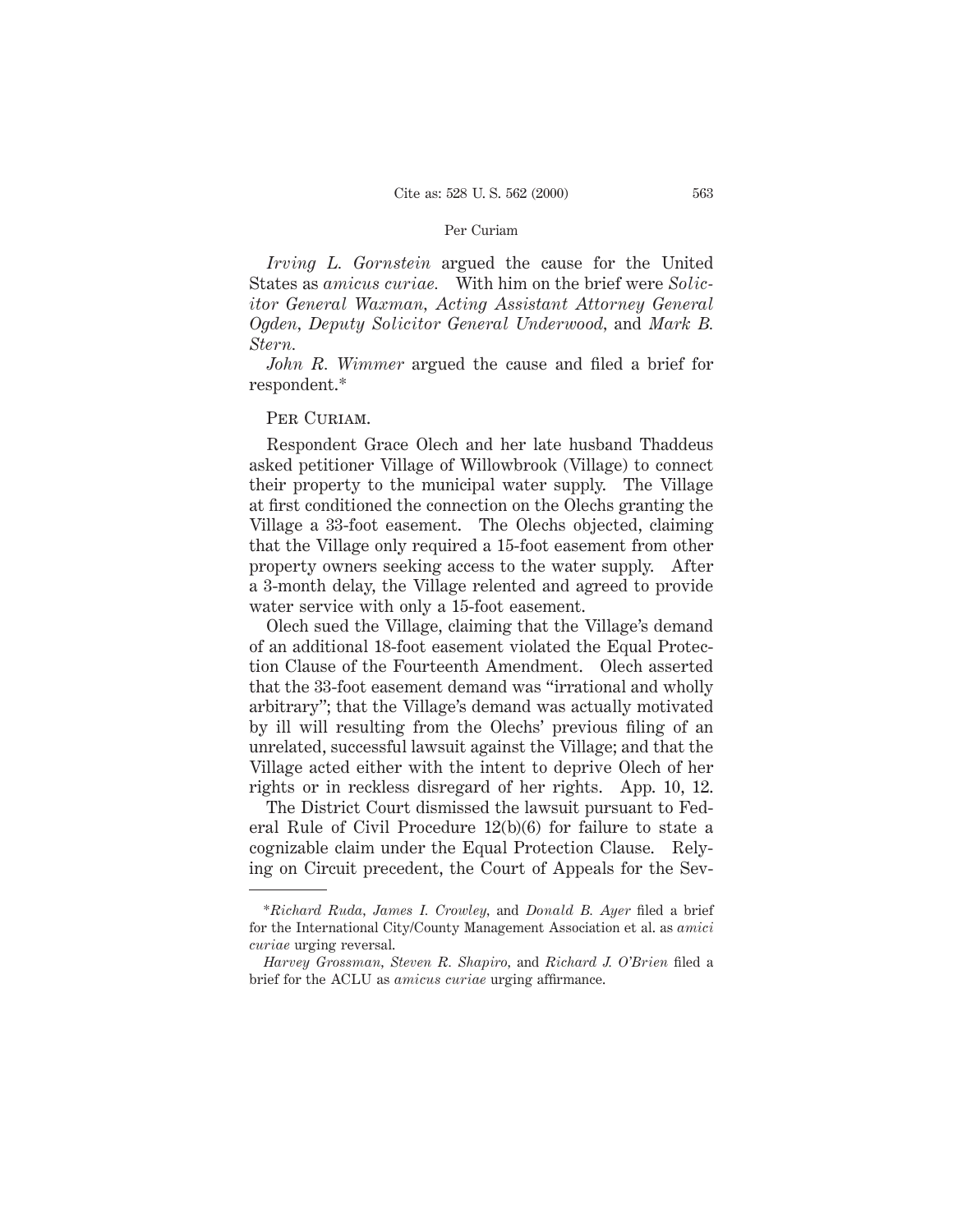*Irving L. Gornstein* argued the cause for the United States as *amicus curiae.* With him on the brief were *Solicitor General Waxman, Acting Assistant Attorney General Ogden, Deputy Solicitor General Underwood,* and *Mark B. Stern.*

*John R. Wimmer* argued the cause and filed a brief for respondent.*

Per Curiam.

Respondent Grace Olech and her late husband Thaddeus asked petitioner Village of Willowbrook (Village) to connect their property to the municipal water supply. The Village at first conditioned the connection on the Olechs granting the Village a 33-foot easement. The Olechs objected, claiming that the Village only required a 15-foot easement from other property owners seeking access to the water supply. After a 3-month delay, the Village relented and agreed to provide water service with only a 15-foot easement.

Olech sued the Village, claiming that the Village's demand of an additional 18-foot easement violated the Equal Protection Clause of the Fourteenth Amendment. Olech asserted that the 33-foot easement demand was "irrational and wholly arbitrary"; that the Village's demand was actually motivated by ill will resulting from the Olechs' previous filing of an unrelated, successful lawsuit against the Village; and that the Village acted either with the intent to deprive Olech of her rights or in reckless disregard of her rights. App. 10, 12.

The District Court dismissed the lawsuit pursuant to Federal Rule of Civil Procedure 12(b)(6) for failure to state a cognizable claim under the Equal Protection Clause. Relying on Circuit precedent, the Court of Appeals for the Sev-

---

*Richard Ruda, James I. Crowley,* and *Donald B. Ayer* filed a brief for the International City/County Management Association et al. as *amici curiae* urging reversal.

*Harvey Grossman, Steven R. Shapiro,* and *Richard J. O'Brien* filed a brief for the ACLU as *amicus curiae* urging affirmance.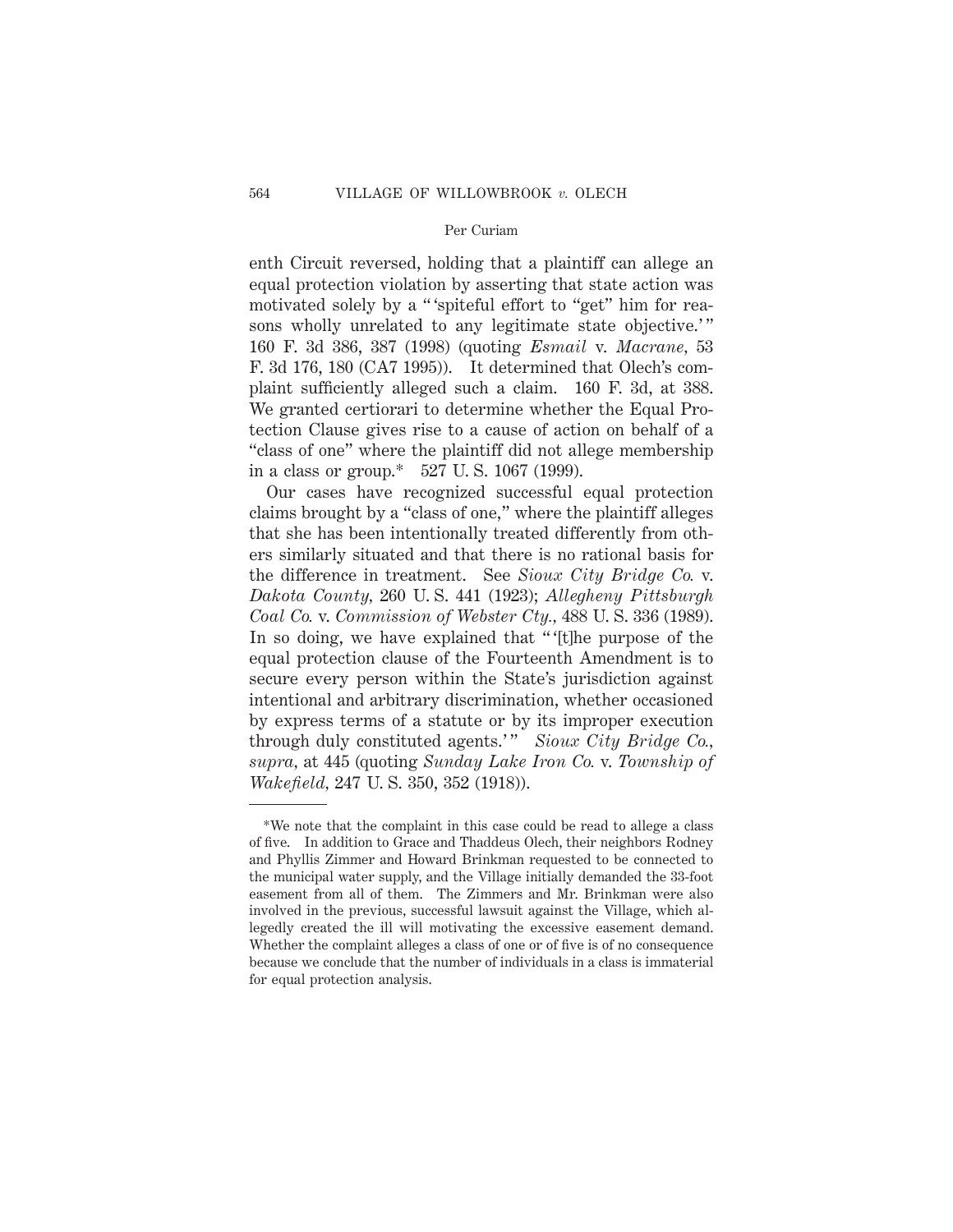enth Circuit reversed, holding that a plaintiff can allege an equal protection violation by asserting that state action was motivated solely by a " 'spiteful effort to "get" him for reasons wholly unrelated to any legitimate state objective.' " 160 F. 3d 386, 387 (1998) (quoting *Esmail* v. *Macrane*, 53 F. 3d 176, 180 (CA7 1995)). It determined that Olech's complaint sufficiently alleged such a claim. 160 F. 3d, at 388. We granted certiorari to determine whether the Equal Protection Clause gives rise to a cause of action on behalf of a "class of one" where the plaintiff did not allege membership in a class or group.* 527 U. S. 1067 (1999).

Our cases have recognized successful equal protection claims brought by a "class of one," where the plaintiff alleges that she has been intentionally treated differently from others similarly situated and that there is no rational basis for the difference in treatment. See *Sioux City Bridge Co.* v. *Dakota County*, 260 U. S. 441 (1923); *Allegheny Pittsburgh Coal Co.* v. *Commission of Webster Cty.*, 488 U. S. 336 (1989). In so doing, we have explained that " '[t]he purpose of the equal protection clause of the Fourteenth Amendment is to secure every person within the State's jurisdiction against intentional and arbitrary discrimination, whether occasioned by express terms of a statute or by its improper execution through duly constituted agents.' " *Sioux City Bridge Co.*, *supra*, at 445 (quoting *Sunday Lake Iron Co.* v. *Township of Wakefield*, 247 U. S. 350, 352 (1918)).

---

*We note that the complaint in this case could be read to allege a class of five. In addition to Grace and Thaddeus Olech, their neighbors Rodney and Phyllis Zimmer and Howard Brinkman requested to be connected to the municipal water supply, and the Village initially demanded the 33-foot easement from all of them. The Zimmers and Mr. Brinkman were also involved in the previous, successful lawsuit against the Village, which allegedly created the ill will motivating the excessive easement demand. Whether the complaint alleges a class of one or of five is of no consequence because we conclude that the number of individuals in a class is immaterial for equal protection analysis.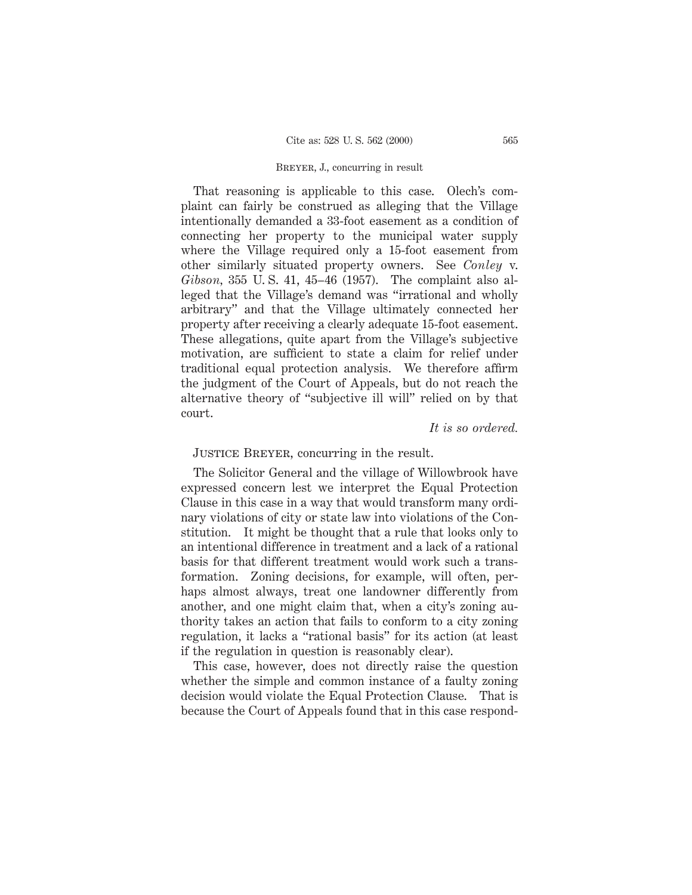That reasoning is applicable to this case. Olech's complaint can fairly be construed as alleging that the Village intentionally demanded a 33-foot easement as a condition of connecting her property to the municipal water supply where the Village required only a 15-foot easement from other similarly situated property owners. See *Conley* v. *Gibson*, 355 U. S. 41, 45–46 (1957). The complaint also alleged that the Village's demand was "irrational and wholly arbitrary" and that the Village ultimately connected her property after receiving a clearly adequate 15-foot easement. These allegations, quite apart from the Village's subjective motivation, are sufficient to state a claim for relief under traditional equal protection analysis. We therefore affirm the judgment of the Court of Appeals, but do not reach the alternative theory of "subjective ill will" relied on by that court.

*It is so ordered.*

Justice Breyer, concurring in the result.

The Solicitor General and the village of Willowbrook have expressed concern lest we interpret the Equal Protection Clause in this case in a way that would transform many ordinary violations of city or state law into violations of the Constitution. It might be thought that a rule that looks only to an intentional difference in treatment and a lack of a rational basis for that different treatment would work such a transformation. Zoning decisions, for example, will often, perhaps almost always, treat one landowner differently from another, and one might claim that, when a city's zoning authority takes an action that fails to conform to a city zoning regulation, it lacks a "rational basis" for its action (at least if the regulation in question is reasonably clear).

This case, however, does not directly raise the question whether the simple and common instance of a faulty zoning decision would violate the Equal Protection Clause. That is because the Court of Appeals found that in this case respond-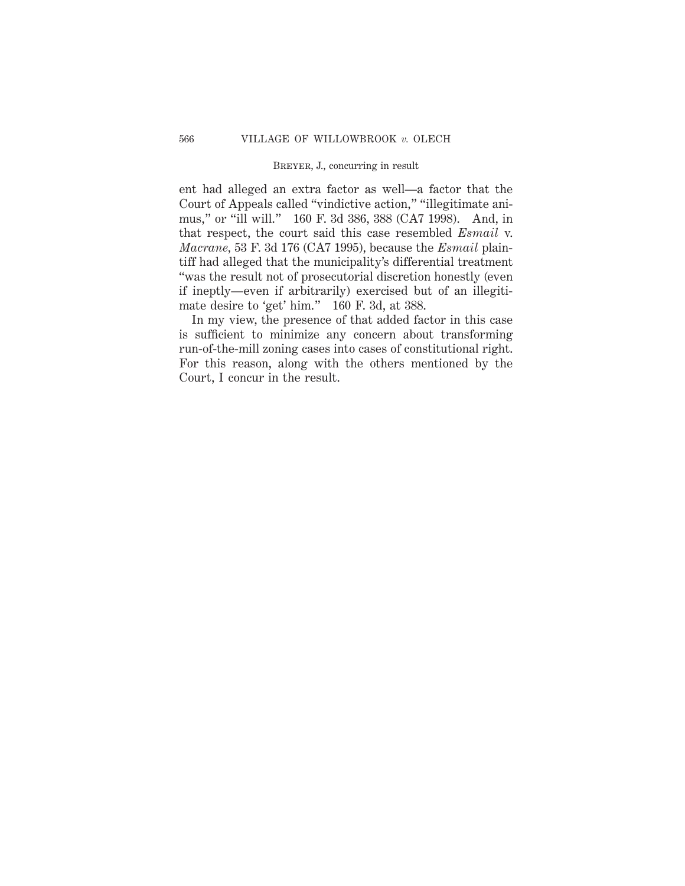ent had alleged an extra factor as well—a factor that the Court of Appeals called "vindictive action," "illegitimate animus," or "ill will." 160 F. 3d 386, 388 (CA7 1998). And, in that respect, the court said this case resembled *Esmail* v. *Macrane*, 53 F. 3d 176 (CA7 1995), because the *Esmail* plaintiff had alleged that the municipality's differential treatment "was the result not of prosecutorial discretion honestly (even if ineptly—even if arbitrarily) exercised but of an illegitimate desire to 'get' him." 160 F. 3d, at 388.

In my view, the presence of that added factor in this case is sufficient to minimize any concern about transforming run-of-the-mill zoning cases into cases of constitutional right. For this reason, along with the others mentioned by the Court, I concur in the result.